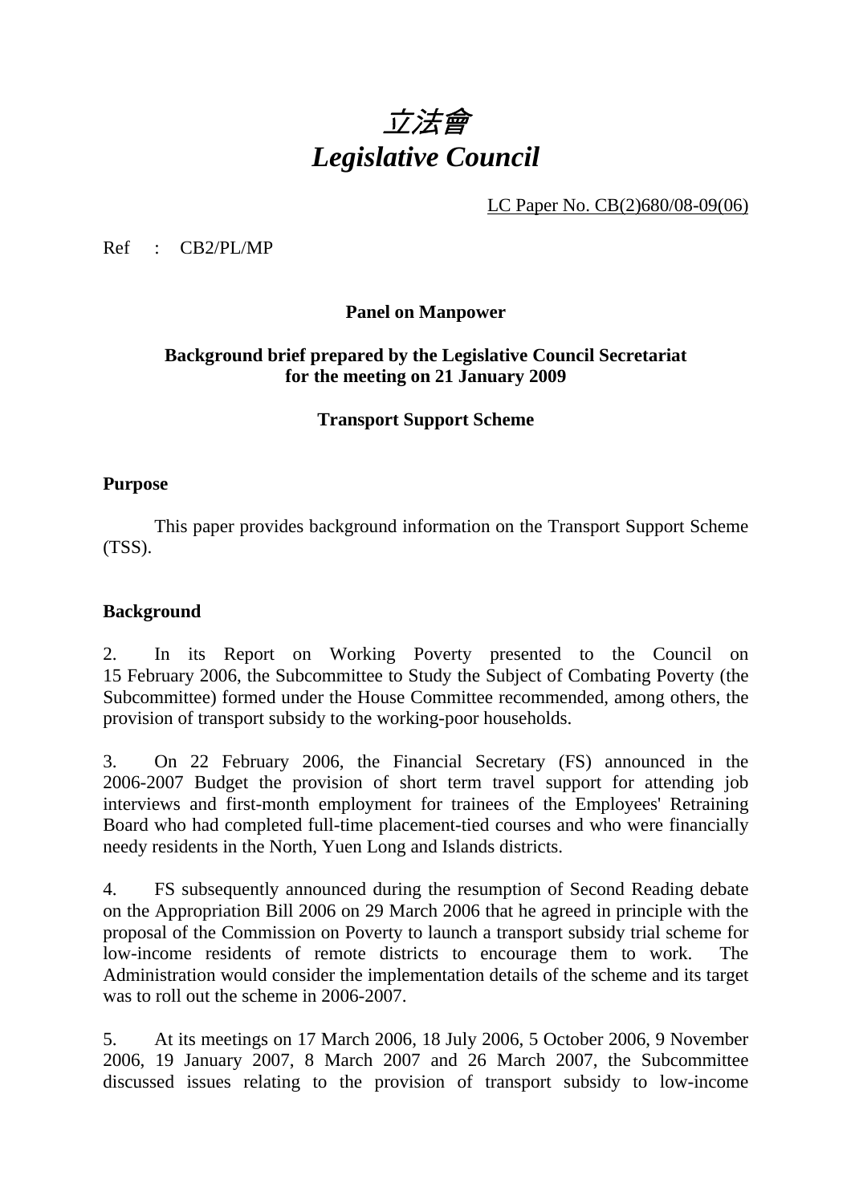# *立法會*
# *Legislative Council*

LC Paper No. CB(2)680/08-09(06)

Ref : CB2/PL/MP

**Panel on Manpower**

**Background brief prepared by the Legislative Council Secretariat for the meeting on 21 January 2009**

**Transport Support Scheme**

## Purpose

This paper provides background information on the Transport Support Scheme (TSS).

## Background

2. In its Report on Working Poverty presented to the Council on 15 February 2006, the Subcommittee to Study the Subject of Combating Poverty (the Subcommittee) formed under the House Committee recommended, among others, the provision of transport subsidy to the working-poor households.

3. On 22 February 2006, the Financial Secretary (FS) announced in the 2006-2007 Budget the provision of short term travel support for attending job interviews and first-month employment for trainees of the Employees' Retraining Board who had completed full-time placement-tied courses and who were financially needy residents in the North, Yuen Long and Islands districts.

4. FS subsequently announced during the resumption of Second Reading debate on the Appropriation Bill 2006 on 29 March 2006 that he agreed in principle with the proposal of the Commission on Poverty to launch a transport subsidy trial scheme for low-income residents of remote districts to encourage them to work. The Administration would consider the implementation details of the scheme and its target was to roll out the scheme in 2006-2007.

5. At its meetings on 17 March 2006, 18 July 2006, 5 October 2006, 9 November 2006, 19 January 2007, 8 March 2007 and 26 March 2007, the Subcommittee discussed issues relating to the provision of transport subsidy to low-income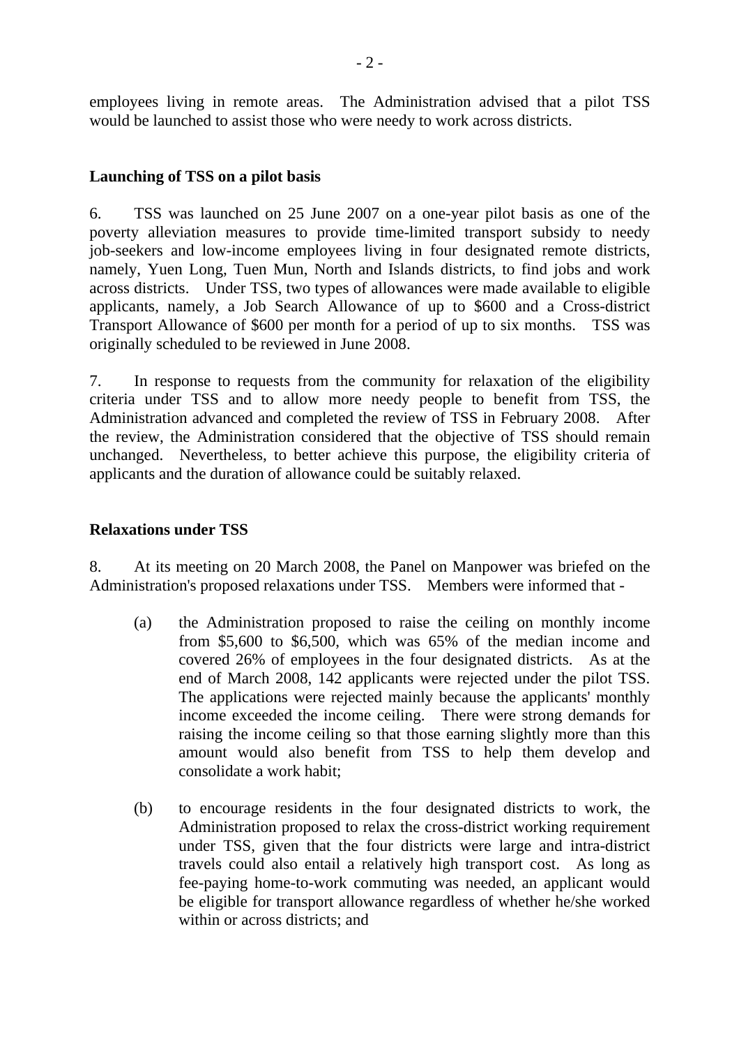employees living in remote areas. The Administration advised that a pilot TSS would be launched to assist those who were needy to work across districts.

**Launching of TSS on a pilot basis**

6. TSS was launched on 25 June 2007 on a one-year pilot basis as one of the poverty alleviation measures to provide time-limited transport subsidy to needy job-seekers and low-income employees living in four designated remote districts, namely, Yuen Long, Tuen Mun, North and Islands districts, to find jobs and work across districts. Under TSS, two types of allowances were made available to eligible applicants, namely, a Job Search Allowance of up to $600 and a Cross-district Transport Allowance of $600 per month for a period of up to six months. TSS was originally scheduled to be reviewed in June 2008.

7. In response to requests from the community for relaxation of the eligibility criteria under TSS and to allow more needy people to benefit from TSS, the Administration advanced and completed the review of TSS in February 2008. After the review, the Administration considered that the objective of TSS should remain unchanged. Nevertheless, to better achieve this purpose, the eligibility criteria of applicants and the duration of allowance could be suitably relaxed.

**Relaxations under TSS**

8. At its meeting on 20 March 2008, the Panel on Manpower was briefed on the Administration's proposed relaxations under TSS. Members were informed that -

(a) the Administration proposed to raise the ceiling on monthly income from $5,600 to $6,500, which was 65% of the median income and covered 26% of employees in the four designated districts. As at the end of March 2008, 142 applicants were rejected under the pilot TSS. The applications were rejected mainly because the applicants' monthly income exceeded the income ceiling. There were strong demands for raising the income ceiling so that those earning slightly more than this amount would also benefit from TSS to help them develop and consolidate a work habit;

(b) to encourage residents in the four designated districts to work, the Administration proposed to relax the cross-district working requirement under TSS, given that the four districts were large and intra-district travels could also entail a relatively high transport cost. As long as fee-paying home-to-work commuting was needed, an applicant would be eligible for transport allowance regardless of whether he/she worked within or across districts; and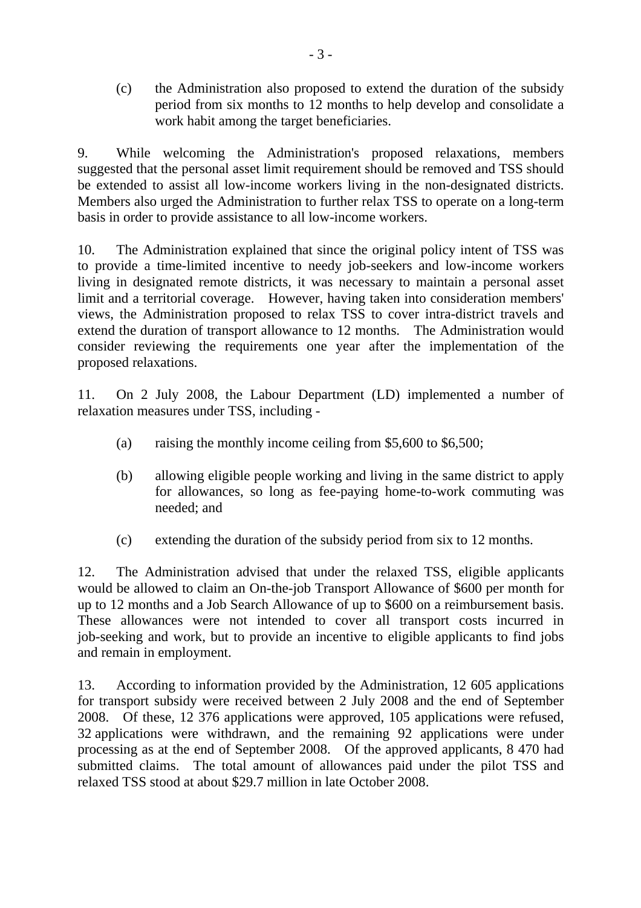(c) the Administration also proposed to extend the duration of the subsidy period from six months to 12 months to help develop and consolidate a work habit among the target beneficiaries.

9. While welcoming the Administration's proposed relaxations, members suggested that the personal asset limit requirement should be removed and TSS should be extended to assist all low-income workers living in the non-designated districts. Members also urged the Administration to further relax TSS to operate on a long-term basis in order to provide assistance to all low-income workers.

10. The Administration explained that since the original policy intent of TSS was to provide a time-limited incentive to needy job-seekers and low-income workers living in designated remote districts, it was necessary to maintain a personal asset limit and a territorial coverage. However, having taken into consideration members' views, the Administration proposed to relax TSS to cover intra-district travels and extend the duration of transport allowance to 12 months. The Administration would consider reviewing the requirements one year after the implementation of the proposed relaxations.

11. On 2 July 2008, the Labour Department (LD) implemented a number of relaxation measures under TSS, including -

(a) raising the monthly income ceiling from $5,600 to $6,500;

(b) allowing eligible people working and living in the same district to apply for allowances, so long as fee-paying home-to-work commuting was needed; and

(c) extending the duration of the subsidy period from six to 12 months.

12. The Administration advised that under the relaxed TSS, eligible applicants would be allowed to claim an On-the-job Transport Allowance of $600 per month for up to 12 months and a Job Search Allowance of up to $600 on a reimbursement basis. These allowances were not intended to cover all transport costs incurred in job-seeking and work, but to provide an incentive to eligible applicants to find jobs and remain in employment.

13. According to information provided by the Administration, 12 605 applications for transport subsidy were received between 2 July 2008 and the end of September 2008. Of these, 12 376 applications were approved, 105 applications were refused, 32 applications were withdrawn, and the remaining 92 applications were under processing as at the end of September 2008. Of the approved applicants, 8 470 had submitted claims. The total amount of allowances paid under the pilot TSS and relaxed TSS stood at about $29.7 million in late October 2008.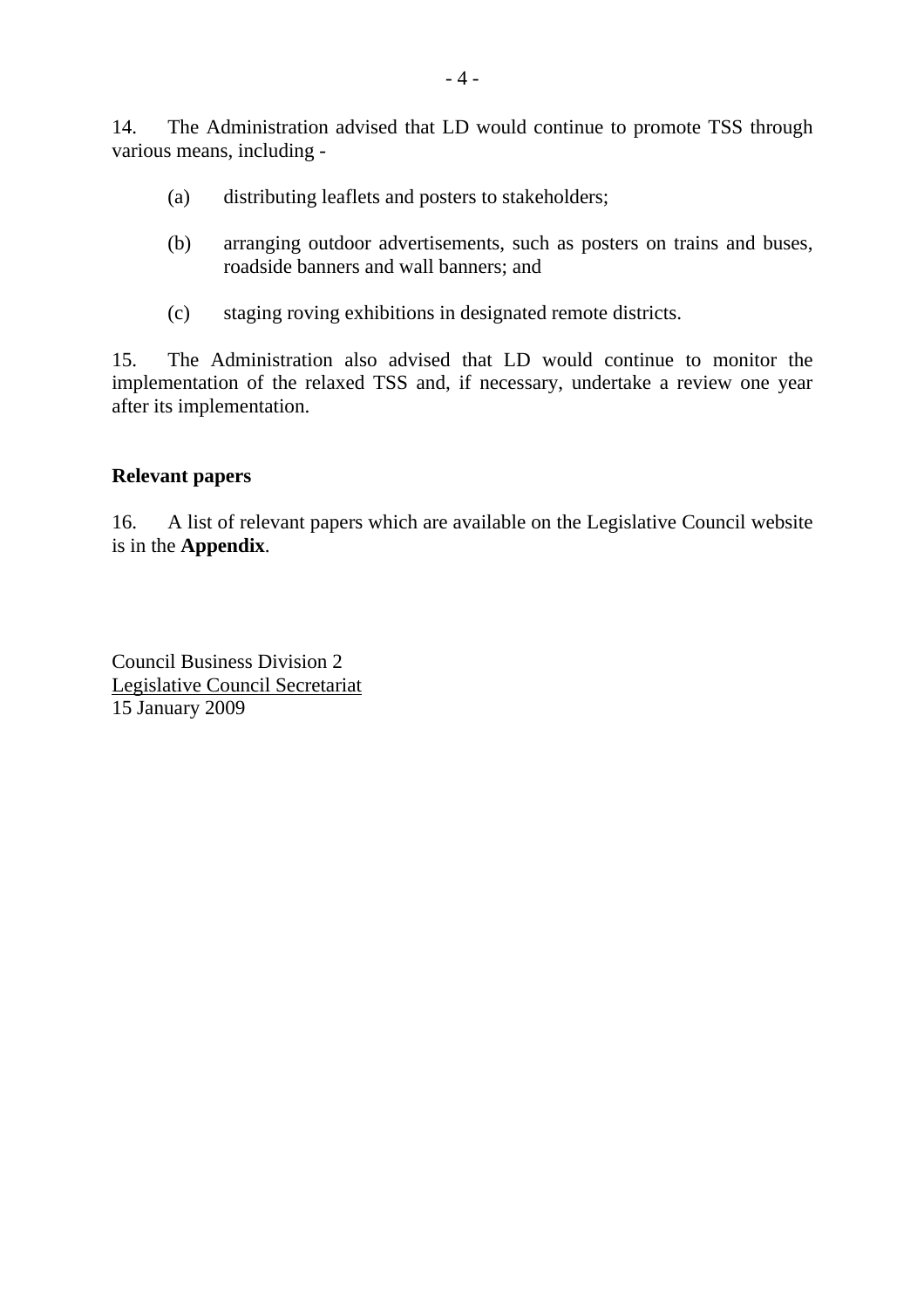14. The Administration advised that LD would continue to promote TSS through various means, including -

(a) distributing leaflets and posters to stakeholders;

(b) arranging outdoor advertisements, such as posters on trains and buses, roadside banners and wall banners; and

(c) staging roving exhibitions in designated remote districts.

15. The Administration also advised that LD would continue to monitor the implementation of the relaxed TSS and, if necessary, undertake a review one year after its implementation.

**Relevant papers**

16. A list of relevant papers which are available on the Legislative Council website is in the **Appendix**.

Council Business Division 2
Legislative Council Secretariat
15 January 2009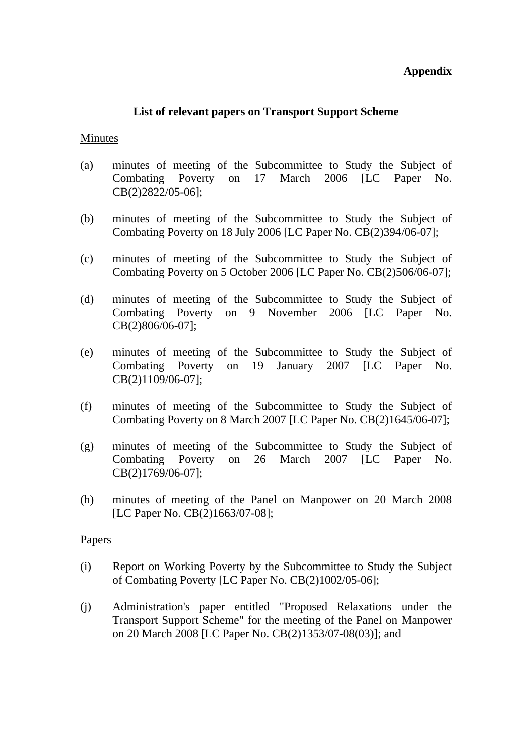**Appendix**

**List of relevant papers on Transport Support Scheme**

Minutes

(a) minutes of meeting of the Subcommittee to Study the Subject of Combating Poverty on 17 March 2006 [LC Paper No. CB(2)2822/05-06];

(b) minutes of meeting of the Subcommittee to Study the Subject of Combating Poverty on 18 July 2006 [LC Paper No. CB(2)394/06-07];

(c) minutes of meeting of the Subcommittee to Study the Subject of Combating Poverty on 5 October 2006 [LC Paper No. CB(2)506/06-07];

(d) minutes of meeting of the Subcommittee to Study the Subject of Combating Poverty on 9 November 2006 [LC Paper No. CB(2)806/06-07];

(e) minutes of meeting of the Subcommittee to Study the Subject of Combating Poverty on 19 January 2007 [LC Paper No. CB(2)1109/06-07];

(f) minutes of meeting of the Subcommittee to Study the Subject of Combating Poverty on 8 March 2007 [LC Paper No. CB(2)1645/06-07];

(g) minutes of meeting of the Subcommittee to Study the Subject of Combating Poverty on 26 March 2007 [LC Paper No. CB(2)1769/06-07];

(h) minutes of meeting of the Panel on Manpower on 20 March 2008 [LC Paper No. CB(2)1663/07-08];

Papers

(i) Report on Working Poverty by the Subcommittee to Study the Subject of Combating Poverty [LC Paper No. CB(2)1002/05-06];

(j) Administration's paper entitled "Proposed Relaxations under the Transport Support Scheme" for the meeting of the Panel on Manpower on 20 March 2008 [LC Paper No. CB(2)1353/07-08(03)]; and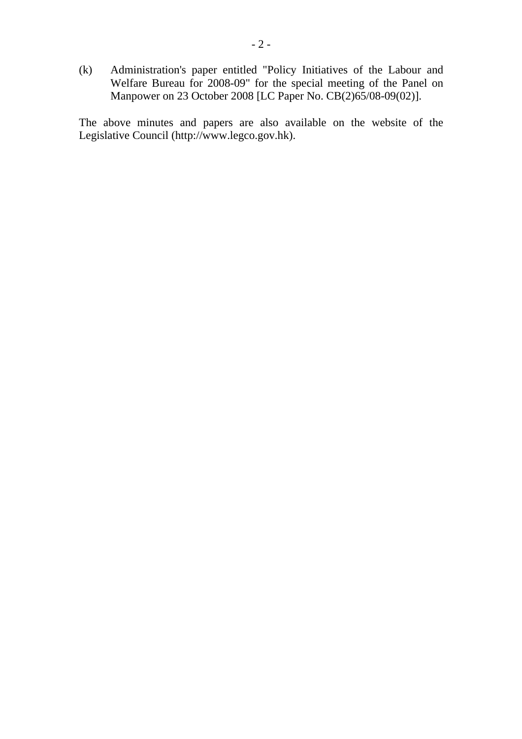(k) Administration's paper entitled "Policy Initiatives of the Labour and Welfare Bureau for 2008-09" for the special meeting of the Panel on Manpower on 23 October 2008 [LC Paper No. CB(2)65/08-09(02)].

The above minutes and papers are also available on the website of the Legislative Council (http://www.legco.gov.hk).